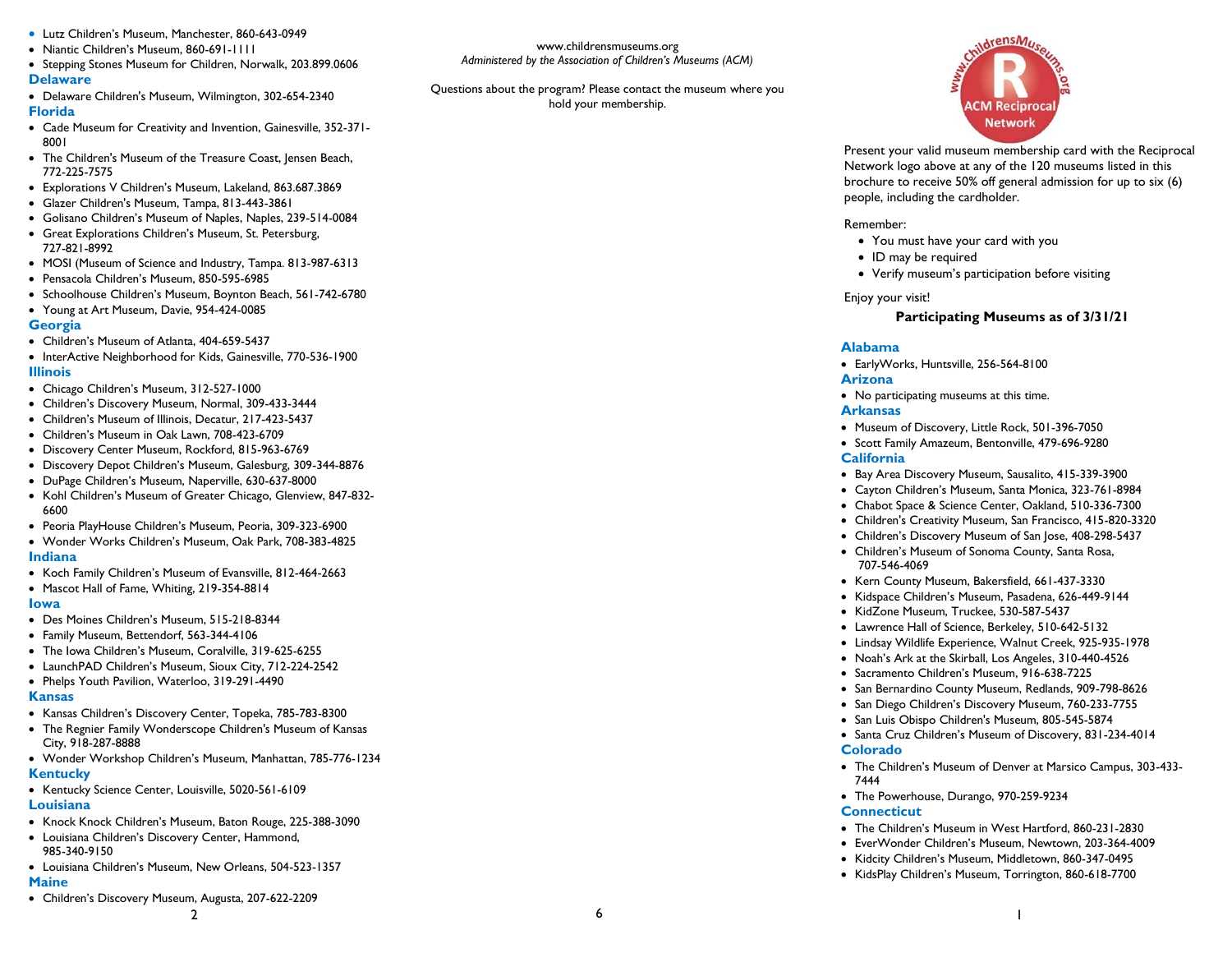Present your valid museum membership card with the Reciprocal Network logo above at any of the 120 museums listed in this brochure to receive 50% off general admission for up to six (6) people, including the cardholder.

Remember:

- You must have your card with you
- ID may be required
- Verify museum's participation before visiting

Enjoy your visit!

### Participating Museums as of 3/31/21

## Alabama

- EarlyWorks, Huntsville, 256-564-8100

## Arizona

- No participating museums at this time.

## Arkansas

- Museum of Discovery, Little Rock, 501-396-7050
- Scott Family Amazeum, Bentonville, 479-696-9280

## California

- Bay Area Discovery Museum, Sausalito, 415-339-3900
- Cayton Children's Museum, Santa Monica, 323-761-8984
- Chabot Space & Science Center, Oakland, 510-336-7300
- Children's Creativity Museum, San Francisco, 415-820-3320
- Children's Discovery Museum of San Jose, 408-298-5437
- Children's Museum of Sonoma County, Santa Rosa, 707-546-4069
- Kern County Museum, Bakersfield, 661-437-3330
- Kidspace Children's Museum, Pasadena, 626-449-9144
- KidZone Museum, Truckee, 530-587-5437
- Lawrence Hall of Science, Berkeley, 510-642-5132
- Lindsay Wildlife Experience, Walnut Creek, 925-935-1978
- Noah's Ark at the Skirball, Los Angeles, 310-440-4526
- Sacramento Children's Museum, 916-638-7225
- San Bernardino County Museum, Redlands, 909-798-8626
- San Diego Children's Discovery Museum, 760-233-7755
- San Luis Obispo Children's Museum, 805-545-5874
- Santa Cruz Children's Museum of Discovery, 831-234-4014

## Colorado

- The Children's Museum of Denver at Marsico Campus, 303-433-7444
- The Powerhouse, Durango, 970-259-9234

## Connecticut

- The Children's Museum in West Hartford, 860-231-2830
- EverWonder Children's Museum, Newtown, 203-364-4009
- Kidcity Children's Museum, Middletown, 860-347-0495
- KidsPlay Children's Museum, Torrington, 860-618-7700
- Lutz Children's Museum, Manchester, 860-643-0949
- Niantic Children's Museum, 860-691-1111
- Stepping Stones Museum for Children, Norwalk, 203.899.0606

## Delaware

- Delaware Children's Museum, Wilmington, 302-654-2340

## Florida

- Cade Museum for Creativity and Invention, Gainesville, 352-371-8001
- The Children's Museum of the Treasure Coast, Jensen Beach, 772-225-7575
- Explorations V Children's Museum, Lakeland, 863.687.3869
- Glazer Children's Museum, Tampa, 813-443-3861
- Golisano Children's Museum of Naples, Naples, 239-514-0084
- Great Explorations Children's Museum, St. Petersburg, 727-821-8992
- MOSI (Museum of Science and Industry, Tampa. 813-987-6313
- Pensacola Children's Museum, 850-595-6985
- Schoolhouse Children's Museum, Boynton Beach, 561-742-6780
- Young at Art Museum, Davie, 954-424-0085

## Georgia

- Children's Museum of Atlanta, 404-659-5437
- InterActive Neighborhood for Kids, Gainesville, 770-536-1900

## Illinois

- Chicago Children's Museum, 312-527-1000
- Children's Discovery Museum, Normal, 309-433-3444
- Children's Museum of Illinois, Decatur, 217-423-5437
- Children's Museum in Oak Lawn, 708-423-6709
- Discovery Center Museum, Rockford, 815-963-6769
- Discovery Depot Children's Museum, Galesburg, 309-344-8876
- DuPage Children's Museum, Naperville, 630-637-8000
- Kohl Children's Museum of Greater Chicago, Glenview, 847-832-6600
- Peoria PlayHouse Children's Museum, Peoria, 309-323-6900
- Wonder Works Children's Museum, Oak Park, 708-383-4825

## Indiana

- Koch Family Children's Museum of Evansville, 812-464-2663
- Mascot Hall of Fame, Whiting, 219-354-8814

## Iowa

- Des Moines Children's Museum, 515-218-8344
- Family Museum, Bettendorf, 563-344-4106
- The Iowa Children's Museum, Coralville, 319-625-6255
- LaunchPAD Children's Museum, Sioux City, 712-224-2542
- Phelps Youth Pavilion, Waterloo, 319-291-4490

## Kansas

- Kansas Children's Discovery Center, Topeka, 785-783-8300
- The Regnier Family Wonderscope Children's Museum of Kansas City, 918-287-8888
- Wonder Workshop Children's Museum, Manhattan, 785-776-1234

## Kentucky

- Kentucky Science Center, Louisville, 5020-561-6109

## Louisiana

- Knock Knock Children's Museum, Baton Rouge, 225-388-3090
- Louisiana Children's Discovery Center, Hammond, 985-340-9150
- Louisiana Children's Museum, New Orleans, 504-523-1357

## Maine

- Children's Discovery Museum, Augusta, 207-622-2209

www.childrensmuseums.org
*Administered by the Association of Children's Museums (ACM)*

Questions about the program? Please contact the museum where you hold your membership.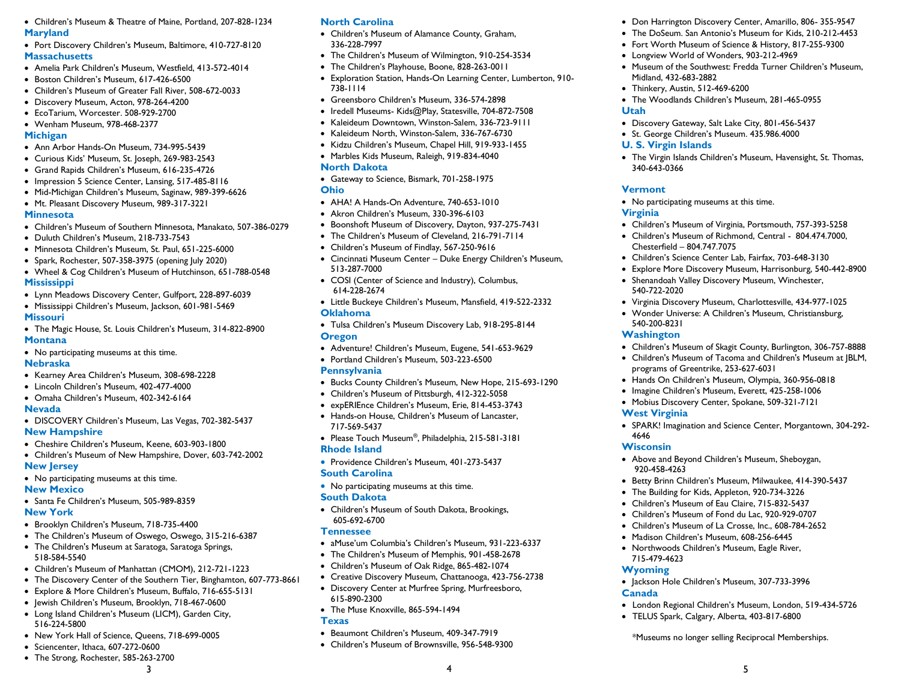- Children's Museum & Theatre of Maine, Portland, 207-828-1234

## Maryland

- Port Discovery Children's Museum, Baltimore, 410-727-8120

## Massachusetts

- Amelia Park Children's Museum, Westfield, 413-572-4014
- Boston Children's Museum, 617-426-6500
- Children's Museum of Greater Fall River, 508-672-0033
- Discovery Museum, Acton, 978-264-4200
- EcoTarium, Worcester. 508-929-2700
- Wenham Museum, 978-468-2377

## Michigan

- Ann Arbor Hands-On Museum, 734-995-5439
- Curious Kids' Museum, St. Joseph, 269-983-2543
- Grand Rapids Children's Museum, 616-235-4726
- Impression 5 Science Center, Lansing, 517-485-8116
- Mid-Michigan Children's Museum, Saginaw, 989-399-6626
- Mt. Pleasant Discovery Museum, 989-317-3221

## Minnesota

- Children's Museum of Southern Minnesota, Manakato, 507-386-0279
- Duluth Children's Museum, 218-733-7543
- Minnesota Children's Museum, St. Paul, 651-225-6000
- Spark, Rochester, 507-358-3975 (opening July 2020)
- Wheel & Cog Children's Museum of Hutchinson, 651-788-0548

## Mississippi

- Lynn Meadows Discovery Center, Gulfport, 228-897-6039
- Mississippi Children's Museum, Jackson, 601-981-5469

## Missouri

- The Magic House, St. Louis Children's Museum, 314-822-8900

## Montana

- No participating museums at this time.

## Nebraska

- Kearney Area Children's Museum, 308-698-2228
- Lincoln Children's Museum, 402-477-4000
- Omaha Children's Museum, 402-342-6164

## Nevada

- DISCOVERY Children's Museum, Las Vegas, 702-382-5437

## New Hampshire

- Cheshire Children's Museum, Keene, 603-903-1800
- Children's Museum of New Hampshire, Dover, 603-742-2002

## New Jersey

- No participating museums at this time.

## New Mexico

- Santa Fe Children's Museum, 505-989-8359

## New York

- Brooklyn Children's Museum, 718-735-4400
- The Children's Museum of Oswego, Oswego, 315-216-6387
- The Children's Museum at Saratoga, Saratoga Springs, 518-584-5540
- Children's Museum of Manhattan (CMOM), 212-721-1223
- The Discovery Center of the Southern Tier, Binghamton, 607-773-8661
- Explore & More Children's Museum, Buffalo, 716-655-5131
- Jewish Children's Museum, Brooklyn, 718-467-0600
- Long Island Children's Museum (LICM), Garden City, 516-224-5800
- New York Hall of Science, Queens, 718-699-0005
- Sciencenter, Ithaca, 607-272-0600
- The Strong, Rochester, 585-263-2700

## North Carolina

- Children's Museum of Alamance County, Graham, 336-228-7997
- The Children's Museum of Wilmington, 910-254-3534
- The Children's Playhouse, Boone, 828-263-0011
- Exploration Station, Hands-On Learning Center, Lumberton, 910-738-1114
- Greensboro Children's Museum, 336-574-2898
- Iredell Museums- Kids@Play, Statesville, 704-872-7508
- Kaleideum Downtown, Winston-Salem, 336-723-9111
- Kaleideum North, Winston-Salem, 336-767-6730
- Kidzu Children's Museum, Chapel Hill, 919-933-1455
- Marbles Kids Museum, Raleigh, 919-834-4040

## North Dakota

- Gateway to Science, Bismark, 701-258-1975

## Ohio

- AHA! A Hands-On Adventure, 740-653-1010
- Akron Children's Museum, 330-396-6103
- Boonshoft Museum of Discovery, Dayton, 937-275-7431
- The Children's Museum of Cleveland, 216-791-7114
- Children's Museum of Findlay, 567-250-9616
- Cincinnati Museum Center – Duke Energy Children's Museum, 513-287-7000
- COSI (Center of Science and Industry), Columbus, 614-228-2674
- Little Buckeye Children's Museum, Mansfield, 419-522-2332

## Oklahoma

- Tulsa Children's Museum Discovery Lab, 918-295-8144

## Oregon

- Adventure! Children's Museum, Eugene, 541-653-9629
- Portland Children's Museum, 503-223-6500

## Pennsylvania

- Bucks County Children's Museum, New Hope, 215-693-1290
- Children's Museum of Pittsburgh, 412-322-5058
- expERIEnce Children's Museum, Erie, 814-453-3743
- Hands-on House, Children's Museum of Lancaster, 717-569-5437
- Please Touch Museum®, Philadelphia, 215-581-3181

## Rhode Island

- Providence Children's Museum, 401-273-5437

## South Carolina

- No participating museums at this time.

## South Dakota

- Children's Museum of South Dakota, Brookings, 605-692-6700

## Tennessee

- aMuse'um Columbia's Children's Museum, 931-223-6337
- The Children's Museum of Memphis, 901-458-2678
- Children's Museum of Oak Ridge, 865-482-1074
- Creative Discovery Museum, Chattanooga, 423-756-2738
- Discovery Center at Murfree Spring, Murfreesboro, 615-890-2300
- The Muse Knoxville, 865-594-1494

## Texas

- Beaumont Children's Museum, 409-347-7919
- Children's Museum of Brownsville, 956-548-9300
- Don Harrington Discovery Center, Amarillo, 806- 355-9547
- The DoSeum. San Antonio's Museum for Kids, 210-212-4453
- Fort Worth Museum of Science & History, 817-255-9300
- Longview World of Wonders, 903-212-4969
- Museum of the Southwest: Fredda Turner Children's Museum, Midland, 432-683-2882
- Thinkery, Austin, 512-469-6200
- The Woodlands Children's Museum, 281-465-0955

## Utah

- Discovery Gateway, Salt Lake City, 801-456-5437
- St. George Children's Museum. 435.986.4000

## U. S. Virgin Islands

- The Virgin Islands Children's Museum, Havensight, St. Thomas, 340-643-0366

## Vermont

- No participating museums at this time.

## Virginia

- Children's Museum of Virginia, Portsmouth, 757-393-5258
- Children's Museum of Richmond, Central - 804.474.7000, Chesterfield – 804.747.7075
- Children's Science Center Lab, Fairfax, 703-648-3130
- Explore More Discovery Museum, Harrisonburg, 540-442-8900
- Shenandoah Valley Discovery Museum, Winchester, 540-722-2020
- Virginia Discovery Museum, Charlottesville, 434-977-1025
- Wonder Universe: A Children's Museum, Christiansburg, 540-200-8231

## Washington

- Children's Museum of Skagit County, Burlington, 306-757-8888
- Children's Museum of Tacoma and Children's Museum at JBLM, programs of Greentrike, 253-627-6031
- Hands On Children's Museum, Olympia, 360-956-0818
- Imagine Children's Museum, Everett, 425-258-1006
- Mobius Discovery Center, Spokane, 509-321-7121

## West Virginia

- SPARK! Imagination and Science Center, Morgantown, 304-292-4646

## Wisconsin

- Above and Beyond Children's Museum, Sheboygan, 920-458-4263
- Betty Brinn Children's Museum, Milwaukee, 414-390-5437
- The Building for Kids, Appleton, 920-734-3226
- Children's Museum of Eau Claire, 715-832-5437
- Children's Museum of Fond du Lac, 920-929-0707
- Children's Museum of La Crosse, Inc., 608-784-2652
- Madison Children's Museum, 608-256-6445
- Northwoods Children's Museum, Eagle River, 715-479-4623

## Wyoming

- Jackson Hole Children's Museum, 307-733-3996

## Canada

- London Regional Children's Museum, London, 519-434-5726
- TELUS Spark, Calgary, Alberta, 403-817-6800

*Museums no longer selling Reciprocal Memberships.